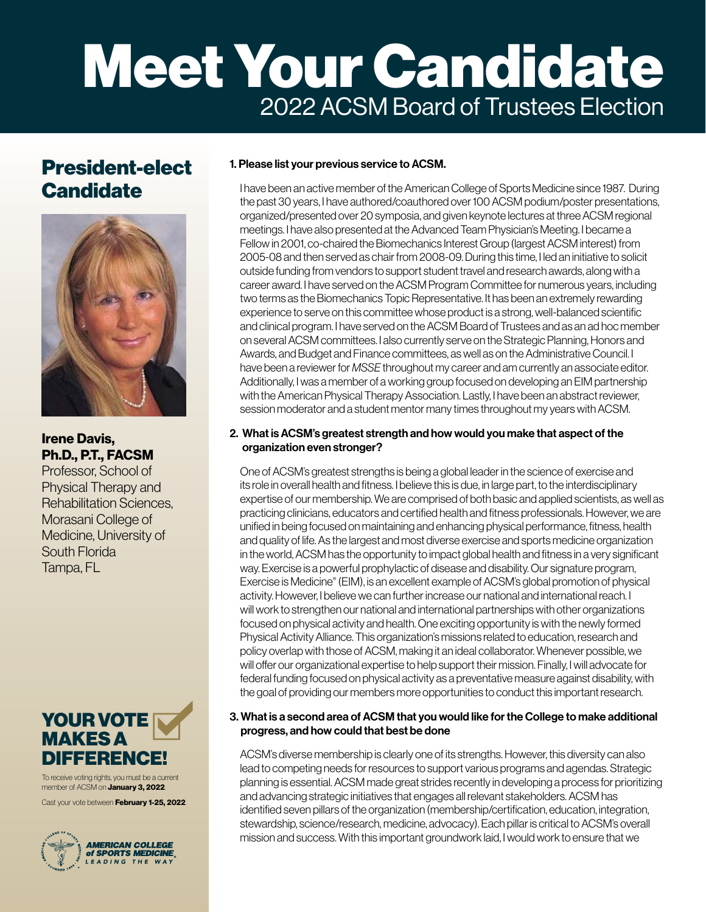# Meet Your Candidate

## 2022 ACSM Board of Trustees Election

## President-elect Candidate

**Irene Davis, Ph.D., P.T., FACSM**

Professor, School of Physical Therapy and Rehabilitation Sciences, Morasani College of Medicine, University of South Florida

Tampa, FL

### YOUR VOTE MAKES A DIFFERENCE!

To receive voting rights, you must be a current member of ACSM on **January 3, 2022**.

Cast your vote between **February 1-25, 2022**.

AMERICAN COLLEGE of SPORTS MEDICINE
LEADING THE WAY

**1. Please list your previous service to ACSM.**

I have been an active member of the American College of Sports Medicine since 1987. During the past 30 years, I have authored/coauthored over 100 ACSM podium/poster presentations, organized/presented over 20 symposia, and given keynote lectures at three ACSM regional meetings. I have also presented at the Advanced Team Physician's Meeting. I became a Fellow in 2001, co-chaired the Biomechanics Interest Group (largest ACSM interest) from 2005-08 and then served as chair from 2008-09. During this time, I led an initiative to solicit outside funding from vendors to support student travel and research awards, along with a career award. I have served on the ACSM Program Committee for numerous years, including two terms as the Biomechanics Topic Representative. It has been an extremely rewarding experience to serve on this committee whose product is a strong, well-balanced scientific and clinical program. I have served on the ACSM Board of Trustees and as an ad hoc member on several ACSM committees. I also currently serve on the Strategic Planning, Honors and Awards, and Budget and Finance committees, as well as on the Administrative Council. I have been a reviewer for *MSSE* throughout my career and am currently an associate editor. Additionally, I was a member of a working group focused on developing an EIM partnership with the American Physical Therapy Association. Lastly, I have been an abstract reviewer, session moderator and a student mentor many times throughout my years with ACSM.

**2. What is ACSM's greatest strength and how would you make that aspect of the organization even stronger?**

One of ACSM's greatest strengths is being a global leader in the science of exercise and its role in overall health and fitness. I believe this is due, in large part, to the interdisciplinary expertise of our membership. We are comprised of both basic and applied scientists, as well as practicing clinicians, educators and certified health and fitness professionals. However, we are unified in being focused on maintaining and enhancing physical performance, fitness, health and quality of life. As the largest and most diverse exercise and sports medicine organization in the world, ACSM has the opportunity to impact global health and fitness in a very significant way. Exercise is a powerful prophylactic of disease and disability. Our signature program, Exercise is Medicine® (EIM), is an excellent example of ACSM's global promotion of physical activity. However, I believe we can further increase our national and international reach. I will work to strengthen our national and international partnerships with other organizations focused on physical activity and health. One exciting opportunity is with the newly formed Physical Activity Alliance. This organization's missions related to education, research and policy overlap with those of ACSM, making it an ideal collaborator. Whenever possible, we will offer our organizational expertise to help support their mission. Finally, I will advocate for federal funding focused on physical activity as a preventative measure against disability, with the goal of providing our members more opportunities to conduct this important research.

**3. What is a second area of ACSM that you would like for the College to make additional progress, and how could that best be done**

ACSM's diverse membership is clearly one of its strengths. However, this diversity can also lead to competing needs for resources to support various programs and agendas. Strategic planning is essential. ACSM made great strides recently in developing a process for prioritizing and advancing strategic initiatives that engages all relevant stakeholders. ACSM has identified seven pillars of the organization (membership/certification, education, integration, stewardship, science/research, medicine, advocacy). Each pillar is critical to ACSM's overall mission and success. With this important groundwork laid, I would work to ensure that we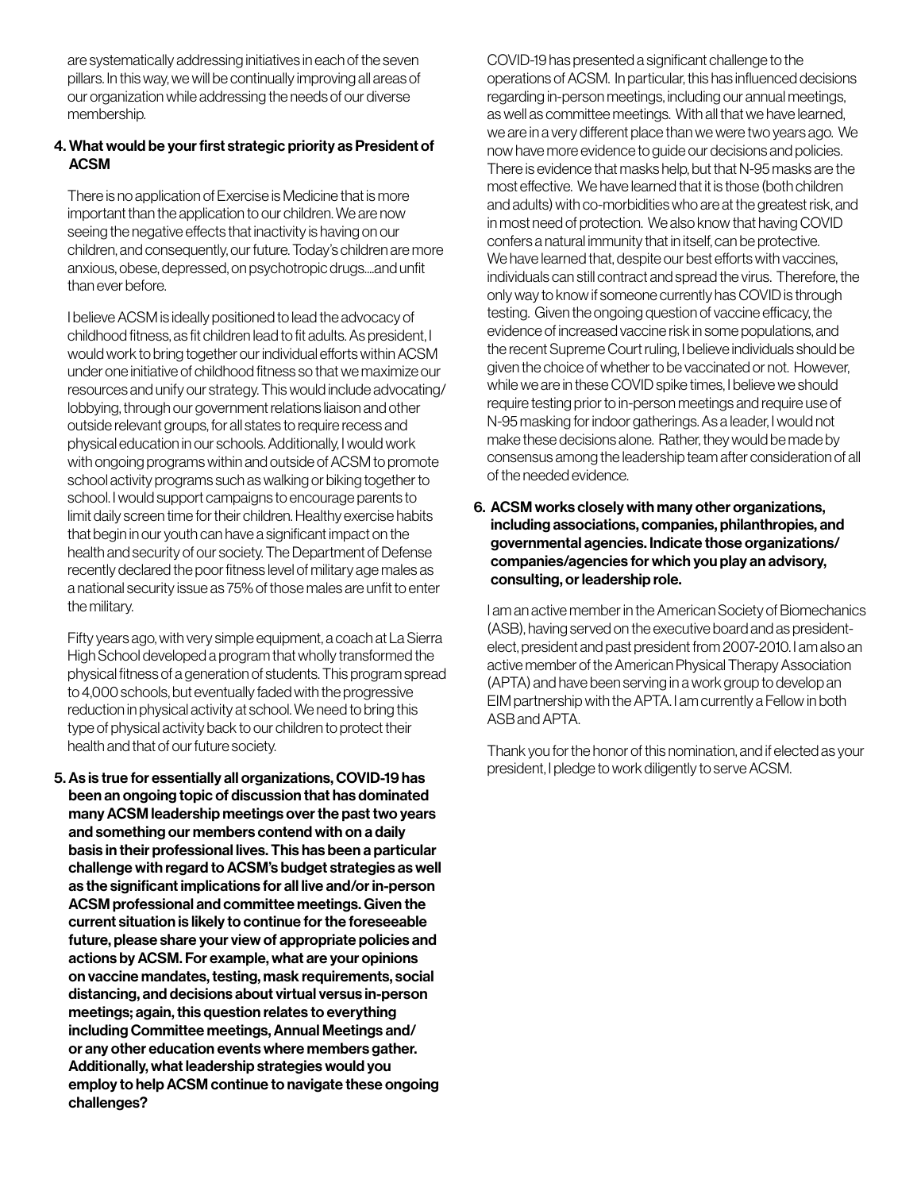are systematically addressing initiatives in each of the seven pillars. In this way, we will be continually improving all areas of our organization while addressing the needs of our diverse membership.

**4. What would be your first strategic priority as President of ACSM**

There is no application of Exercise is Medicine that is more important than the application to our children. We are now seeing the negative effects that inactivity is having on our children, and consequently, our future. Today's children are more anxious, obese, depressed, on psychotropic drugs….and unfit than ever before.

I believe ACSM is ideally positioned to lead the advocacy of childhood fitness, as fit children lead to fit adults. As president, I would work to bring together our individual efforts within ACSM under one initiative of childhood fitness so that we maximize our resources and unify our strategy. This would include advocating/lobbying, through our government relations liaison and other outside relevant groups, for all states to require recess and physical education in our schools. Additionally, I would work with ongoing programs within and outside of ACSM to promote school activity programs such as walking or biking together to school. I would support campaigns to encourage parents to limit daily screen time for their children. Healthy exercise habits that begin in our youth can have a significant impact on the health and security of our society. The Department of Defense recently declared the poor fitness level of military age males as a national security issue as 75% of those males are unfit to enter the military.

Fifty years ago, with very simple equipment, a coach at La Sierra High School developed a program that wholly transformed the physical fitness of a generation of students. This program spread to 4,000 schools, but eventually faded with the progressive reduction in physical activity at school. We need to bring this type of physical activity back to our children to protect their health and that of our future society.

**5. As is true for essentially all organizations, COVID-19 has been an ongoing topic of discussion that has dominated many ACSM leadership meetings over the past two years and something our members contend with on a daily basis in their professional lives. This has been a particular challenge with regard to ACSM's budget strategies as well as the significant implications for all live and/or in-person ACSM professional and committee meetings. Given the current situation is likely to continue for the foreseeable future, please share your view of appropriate policies and actions by ACSM. For example, what are your opinions on vaccine mandates, testing, mask requirements, social distancing, and decisions about virtual versus in-person meetings; again, this question relates to everything including Committee meetings, Annual Meetings and/or any other education events where members gather. Additionally, what leadership strategies would you employ to help ACSM continue to navigate these ongoing challenges?**

COVID-19 has presented a significant challenge to the operations of ACSM. In particular, this has influenced decisions regarding in-person meetings, including our annual meetings, as well as committee meetings. With all that we have learned, we are in a very different place than we were two years ago. We now have more evidence to guide our decisions and policies. There is evidence that masks help, but that N-95 masks are the most effective. We have learned that it is those (both children and adults) with co-morbidities who are at the greatest risk, and in most need of protection. We also know that having COVID confers a natural immunity that in itself, can be protective. We have learned that, despite our best efforts with vaccines, individuals can still contract and spread the virus. Therefore, the only way to know if someone currently has COVID is through testing. Given the ongoing question of vaccine efficacy, the evidence of increased vaccine risk in some populations, and the recent Supreme Court ruling, I believe individuals should be given the choice of whether to be vaccinated or not. However, while we are in these COVID spike times, I believe we should require testing prior to in-person meetings and require use of N-95 masking for indoor gatherings. As a leader, I would not make these decisions alone. Rather, they would be made by consensus among the leadership team after consideration of all of the needed evidence.

**6. ACSM works closely with many other organizations, including associations, companies, philanthropies, and governmental agencies. Indicate those organizations/companies/agencies for which you play an advisory, consulting, or leadership role.**

I am an active member in the American Society of Biomechanics (ASB), having served on the executive board and as president-elect, president and past president from 2007-2010. I am also an active member of the American Physical Therapy Association (APTA) and have been serving in a work group to develop an EIM partnership with the APTA. I am currently a Fellow in both ASB and APTA.

Thank you for the honor of this nomination, and if elected as your president, I pledge to work diligently to serve ACSM.